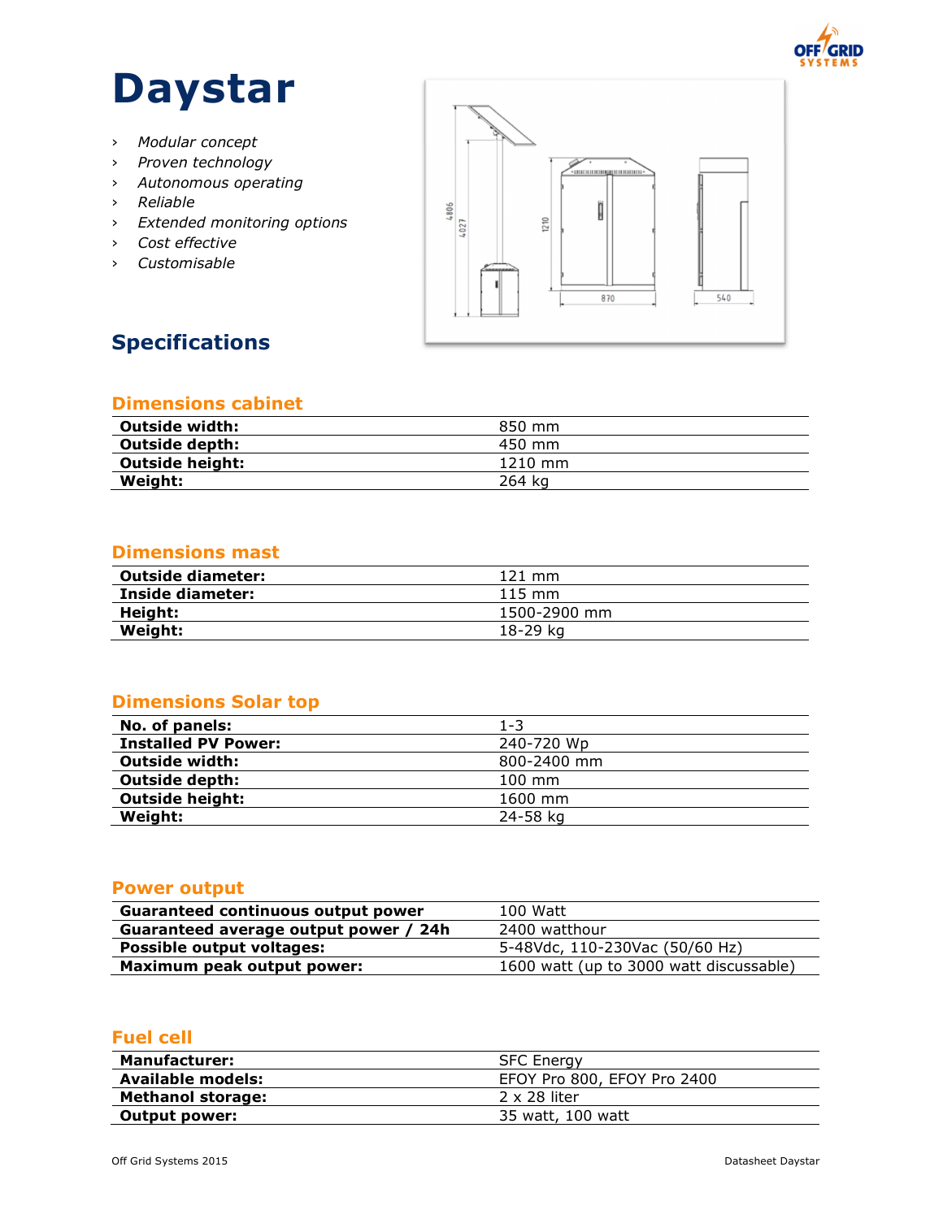# Daystar

- *Modular concept*
- *Proven technology*
- *Autonomous operating*
- *Reliable*
- *Extended monitoring options*
- *Cost effective*
- *Customisable*

## Specifications

### Dimensions cabinet

| | |
|---|---|
| **Outside width:** | 850 mm |
| **Outside depth:** | 450 mm |
| **Outside height:** | 1210 mm |
| **Weight:** | 264 kg |

### Dimensions mast

| | |
|---|---|
| **Outside diameter:** | 121 mm |
| **Inside diameter:** | 115 mm |
| **Height:** | 1500-2900 mm |
| **Weight:** | 18-29 kg |

### Dimensions Solar top

| | |
|---|---|
| **No. of panels:** | 1-3 |
| **Installed PV Power:** | 240-720 Wp |
| **Outside width:** | 800-2400 mm |
| **Outside depth:** | 100 mm |
| **Outside height:** | 1600 mm |
| **Weight:** | 24-58 kg |

### Power output

| | |
|---|---|
| **Guaranteed continuous output power** | 100 Watt |
| **Guaranteed average output power / 24h** | 2400 watthour |
| **Possible output voltages:** | 5-48Vdc, 110-230Vac (50/60 Hz) |
| **Maximum peak output power:** | 1600 watt (up to 3000 watt discussable) |

### Fuel cell

| | |
|---|---|
| **Manufacturer:** | SFC Energy |
| **Available models:** | EFOY Pro 800, EFOY Pro 2400 |
| **Methanol storage:** | 2 x 28 liter |
| **Output power:** | 35 watt, 100 watt |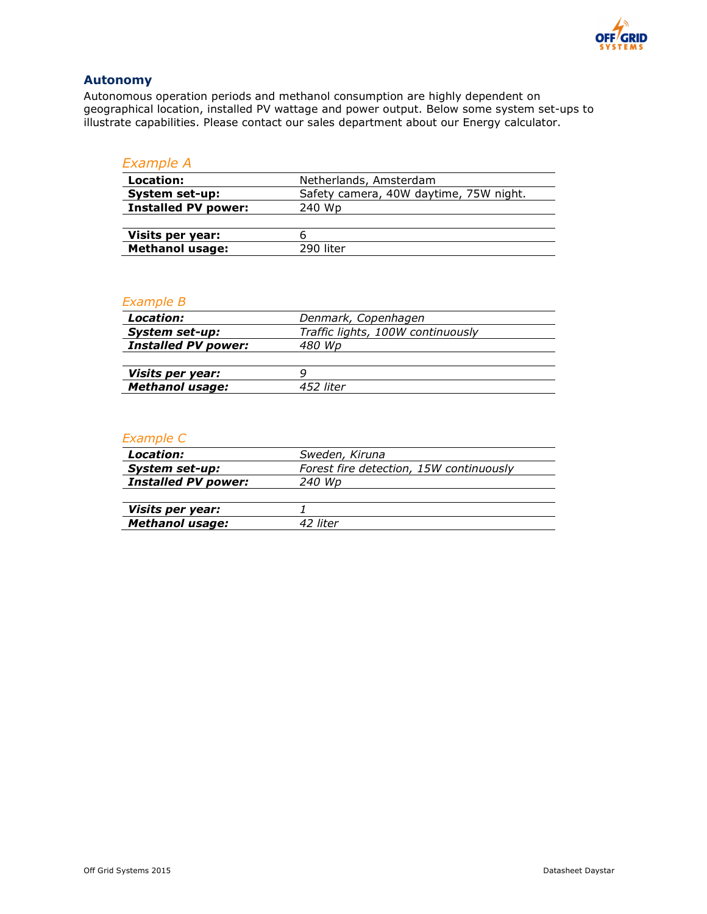## Autonomy

Autonomous operation periods and methanol consumption are highly dependent on geographical location, installed PV wattage and power output. Below some system set-ups to illustrate capabilities. Please contact our sales department about our Energy calculator.

### *Example A*

| | |
|---|---|
| **Location:** | Netherlands, Amsterdam |
| **System set-up:** | Safety camera, 40W daytime, 75W night. |
| **Installed PV power:** | 240 Wp |
| | |
| **Visits per year:** | 6 |
| **Methanol usage:** | 290 liter |

### *Example B*

| | |
|---|---|
| ***Location:*** | *Denmark, Copenhagen* |
| ***System set-up:*** | *Traffic lights, 100W continuously* |
| ***Installed PV power:*** | *480 Wp* |
| | |
| ***Visits per year:*** | *9* |
| ***Methanol usage:*** | *452 liter* |

### *Example C*

| | |
|---|---|
| ***Location:*** | *Sweden, Kiruna* |
| ***System set-up:*** | *Forest fire detection, 15W continuously* |
| ***Installed PV power:*** | *240 Wp* |
| | |
| ***Visits per year:*** | *1* |
| ***Methanol usage:*** | *42 liter* |